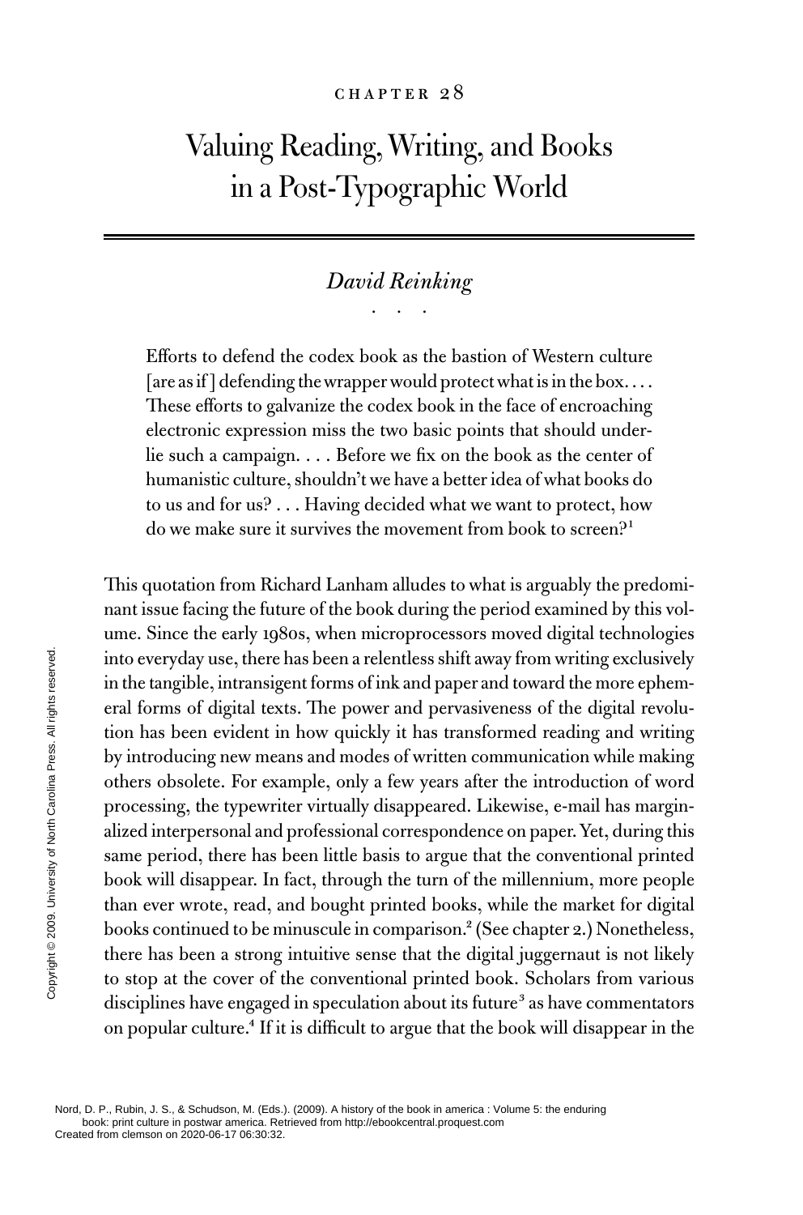CHAPTER 28

# Valuing Reading, Writing, and Books in a Post-Typographic World

*David Reinking*

> Efforts to defend the codex book as the bastion of Western culture [are as if ] defending the wrapper would protect what is in the box. . . . These efforts to galvanize the codex book in the face of encroaching electronic expression miss the two basic points that should underlie such a campaign. . . . Before we fix on the book as the center of humanistic culture, shouldn't we have a better idea of what books do to us and for us? . . . Having decided what we want to protect, how do we make sure it survives the movement from book to screen?[1]

This quotation from Richard Lanham alludes to what is arguably the predominant issue facing the future of the book during the period examined by this volume. Since the early 1980s, when microprocessors moved digital technologies into everyday use, there has been a relentless shift away from writing exclusively in the tangible, intransigent forms of ink and paper and toward the more ephemeral forms of digital texts. The power and pervasiveness of the digital revolution has been evident in how quickly it has transformed reading and writing by introducing new means and modes of written communication while making others obsolete. For example, only a few years after the introduction of word processing, the typewriter virtually disappeared. Likewise, e-mail has marginalized interpersonal and professional correspondence on paper. Yet, during this same period, there has been little basis to argue that the conventional printed book will disappear. In fact, through the turn of the millennium, more people than ever wrote, read, and bought printed books, while the market for digital books continued to be minuscule in comparison.[2] (See chapter 2.) Nonetheless, there has been a strong intuitive sense that the digital juggernaut is not likely to stop at the cover of the conventional printed book. Scholars from various disciplines have engaged in speculation about its future[3] as have commentators on popular culture.[4] If it is difficult to argue that the book will disappear in the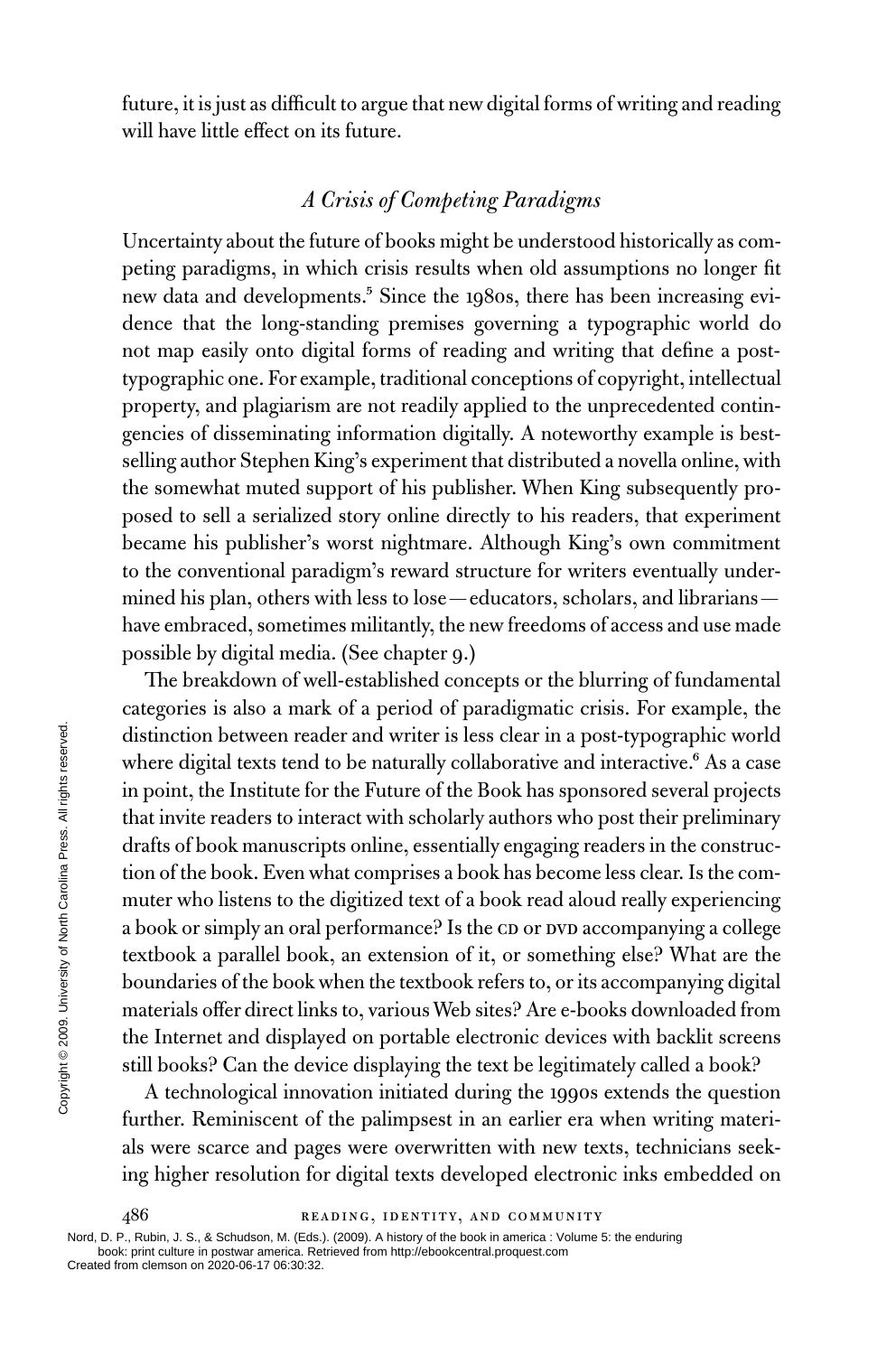future, it is just as difficult to argue that new digital forms of writing and reading will have little effect on its future.

## *A Crisis of Competing Paradigms*

Uncertainty about the future of books might be understood historically as competing paradigms, in which crisis results when old assumptions no longer fit new data and developments.[5] Since the 1980s, there has been increasing evidence that the long-standing premises governing a typographic world do not map easily onto digital forms of reading and writing that define a post-typographic one. For example, traditional conceptions of copyright, intellectual property, and plagiarism are not readily applied to the unprecedented contingencies of disseminating information digitally. A noteworthy example is best-selling author Stephen King's experiment that distributed a novella online, with the somewhat muted support of his publisher. When King subsequently proposed to sell a serialized story online directly to his readers, that experiment became his publisher's worst nightmare. Although King's own commitment to the conventional paradigm's reward structure for writers eventually undermined his plan, others with less to lose — educators, scholars, and librarians — have embraced, sometimes militantly, the new freedoms of access and use made possible by digital media. (See chapter 9.)

The breakdown of well-established concepts or the blurring of fundamental categories is also a mark of a period of paradigmatic crisis. For example, the distinction between reader and writer is less clear in a post-typographic world where digital texts tend to be naturally collaborative and interactive.[6] As a case in point, the Institute for the Future of the Book has sponsored several projects that invite readers to interact with scholarly authors who post their preliminary drafts of book manuscripts online, essentially engaging readers in the construction of the book. Even what comprises a book has become less clear. Is the commuter who listens to the digitized text of a book read aloud really experiencing a book or simply an oral performance? Is the CD or DVD accompanying a college textbook a parallel book, an extension of it, or something else? What are the boundaries of the book when the textbook refers to, or its accompanying digital materials offer direct links to, various Web sites? Are e-books downloaded from the Internet and displayed on portable electronic devices with backlit screens still books? Can the device displaying the text be legitimately called a book?

A technological innovation initiated during the 1990s extends the question further. Reminiscent of the palimpsest in an earlier era when writing materials were scarce and pages were overwritten with new texts, technicians seeking higher resolution for digital texts developed electronic inks embedded on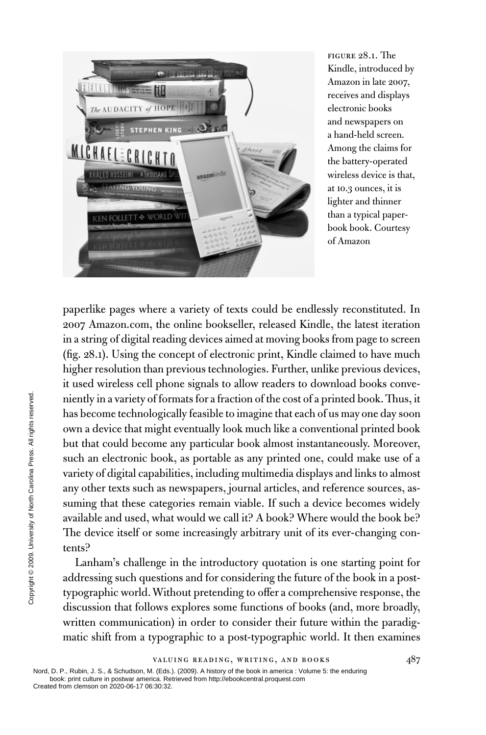FIGURE 28.1. The Kindle, introduced by Amazon in late 2007, receives and displays electronic books and newspapers on a hand-held screen. Among the claims for the battery-operated wireless device is that, at 10.3 ounces, it is lighter and thinner than a typical paper-book book. Courtesy of Amazon

paperlike pages where a variety of texts could be endlessly reconstituted. In 2007 Amazon.com, the online bookseller, released Kindle, the latest iteration in a string of digital reading devices aimed at moving books from page to screen (fig. 28.1). Using the concept of electronic print, Kindle claimed to have much higher resolution than previous technologies. Further, unlike previous devices, it used wireless cell phone signals to allow readers to download books conveniently in a variety of formats for a fraction of the cost of a printed book. Thus, it has become technologically feasible to imagine that each of us may one day soon own a device that might eventually look much like a conventional printed book but that could become any particular book almost instantaneously. Moreover, such an electronic book, as portable as any printed one, could make use of a variety of digital capabilities, including multimedia displays and links to almost any other texts such as newspapers, journal articles, and reference sources, assuming that these categories remain viable. If such a device becomes widely available and used, what would we call it? A book? Where would the book be? The device itself or some increasingly arbitrary unit of its ever-changing contents?

Lanham's challenge in the introductory quotation is one starting point for addressing such questions and for considering the future of the book in a post-typographic world. Without pretending to offer a comprehensive response, the discussion that follows explores some functions of books (and, more broadly, written communication) in order to consider their future within the paradigmatic shift from a typographic to a post-typographic world. It then examines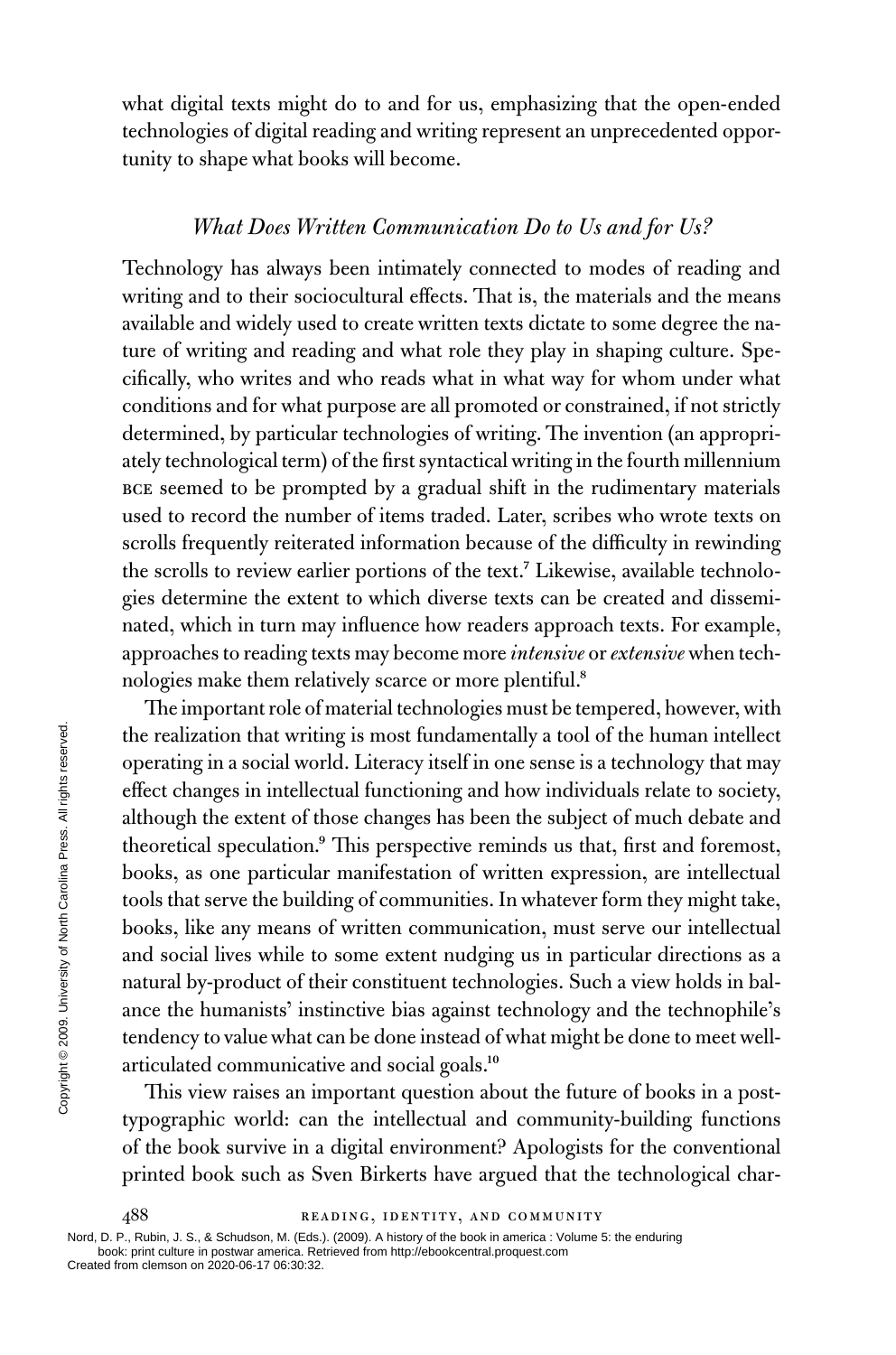what digital texts might do to and for us, emphasizing that the open-ended technologies of digital reading and writing represent an unprecedented opportunity to shape what books will become.

### *What Does Written Communication Do to Us and for Us?*

Technology has always been intimately connected to modes of reading and writing and to their sociocultural effects. That is, the materials and the means available and widely used to create written texts dictate to some degree the nature of writing and reading and what role they play in shaping culture. Specifically, who writes and who reads what in what way for whom under what conditions and for what purpose are all promoted or constrained, if not strictly determined, by particular technologies of writing. The invention (an appropriately technological term) of the first syntactical writing in the fourth millennium BCE seemed to be prompted by a gradual shift in the rudimentary materials used to record the number of items traded. Later, scribes who wrote texts on scrolls frequently reiterated information because of the difficulty in rewinding the scrolls to review earlier portions of the text.[7] Likewise, available technologies determine the extent to which diverse texts can be created and disseminated, which in turn may influence how readers approach texts. For example, approaches to reading texts may become more *intensive* or *extensive* when technologies make them relatively scarce or more plentiful.[8]

The important role of material technologies must be tempered, however, with the realization that writing is most fundamentally a tool of the human intellect operating in a social world. Literacy itself in one sense is a technology that may effect changes in intellectual functioning and how individuals relate to society, although the extent of those changes has been the subject of much debate and theoretical speculation.[9] This perspective reminds us that, first and foremost, books, as one particular manifestation of written expression, are intellectual tools that serve the building of communities. In whatever form they might take, books, like any means of written communication, must serve our intellectual and social lives while to some extent nudging us in particular directions as a natural by-product of their constituent technologies. Such a view holds in balance the humanists' instinctive bias against technology and the technophile's tendency to value what can be done instead of what might be done to meet well-articulated communicative and social goals.[10]

This view raises an important question about the future of books in a post-typographic world: can the intellectual and community-building functions of the book survive in a digital environment? Apologists for the conventional printed book such as Sven Birkerts have argued that the technological char-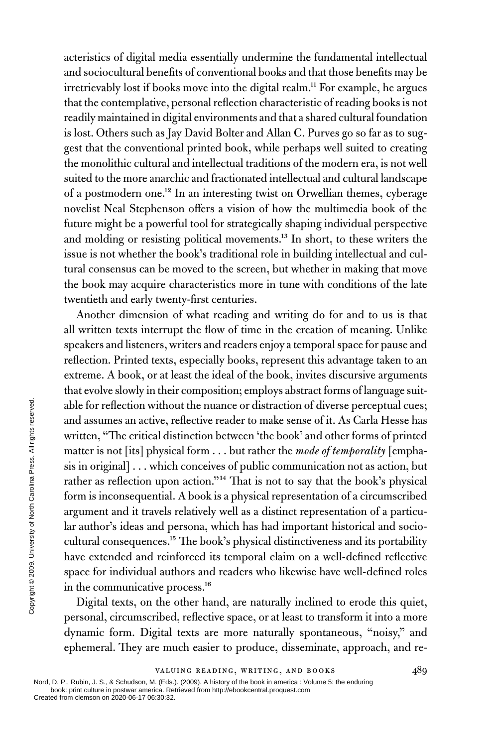acteristics of digital media essentially undermine the fundamental intellectual and sociocultural benefits of conventional books and that those benefits may be irretrievably lost if books move into the digital realm.[11] For example, he argues that the contemplative, personal reflection characteristic of reading books is not readily maintained in digital environments and that a shared cultural foundation is lost. Others such as Jay David Bolter and Allan C. Purves go so far as to suggest that the conventional printed book, while perhaps well suited to creating the monolithic cultural and intellectual traditions of the modern era, is not well suited to the more anarchic and fractionated intellectual and cultural landscape of a postmodern one.[12] In an interesting twist on Orwellian themes, cyberage novelist Neal Stephenson offers a vision of how the multimedia book of the future might be a powerful tool for strategically shaping individual perspective and molding or resisting political movements.[13] In short, to these writers the issue is not whether the book's traditional role in building intellectual and cultural consensus can be moved to the screen, but whether in making that move the book may acquire characteristics more in tune with conditions of the late twentieth and early twenty-first centuries.

Another dimension of what reading and writing do for and to us is that all written texts interrupt the flow of time in the creation of meaning. Unlike speakers and listeners, writers and readers enjoy a temporal space for pause and reflection. Printed texts, especially books, represent this advantage taken to an extreme. A book, or at least the ideal of the book, invites discursive arguments that evolve slowly in their composition; employs abstract forms of language suitable for reflection without the nuance or distraction of diverse perceptual cues; and assumes an active, reflective reader to make sense of it. As Carla Hesse has written, "The critical distinction between 'the book' and other forms of printed matter is not [its] physical form . . . but rather the *mode of temporality* [emphasis in original] . . . which conceives of public communication not as action, but rather as reflection upon action."[14] That is not to say that the book's physical form is inconsequential. A book is a physical representation of a circumscribed argument and it travels relatively well as a distinct representation of a particular author's ideas and persona, which has had important historical and sociocultural consequences.[15] The book's physical distinctiveness and its portability have extended and reinforced its temporal claim on a well-defined reflective space for individual authors and readers who likewise have well-defined roles in the communicative process.[16]

Digital texts, on the other hand, are naturally inclined to erode this quiet, personal, circumscribed, reflective space, or at least to transform it into a more dynamic form. Digital texts are more naturally spontaneous, "noisy," and ephemeral. They are much easier to produce, disseminate, approach, and re-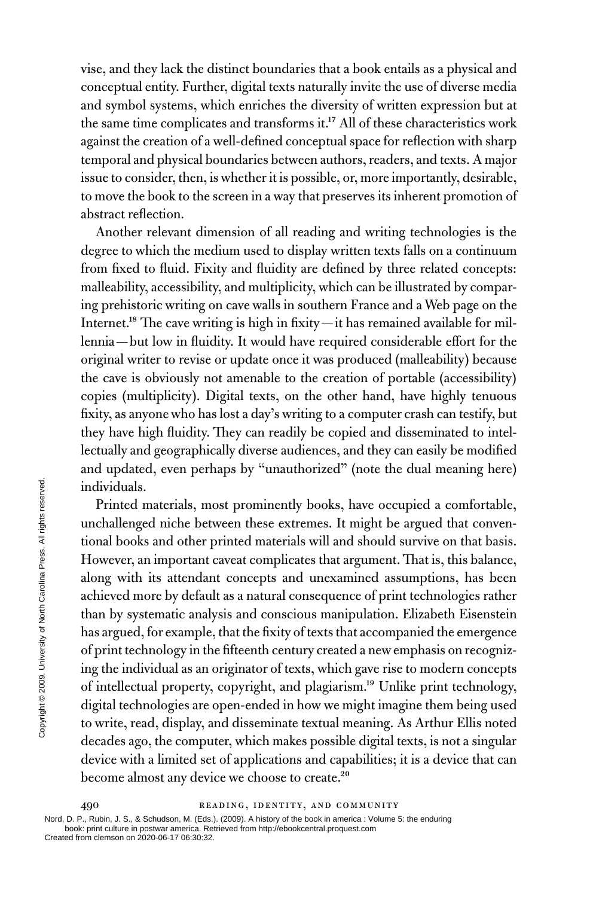vise, and they lack the distinct boundaries that a book entails as a physical and conceptual entity. Further, digital texts naturally invite the use of diverse media and symbol systems, which enriches the diversity of written expression but at the same time complicates and transforms it.[17] All of these characteristics work against the creation of a well-defined conceptual space for reflection with sharp temporal and physical boundaries between authors, readers, and texts. A major issue to consider, then, is whether it is possible, or, more importantly, desirable, to move the book to the screen in a way that preserves its inherent promotion of abstract reflection.

Another relevant dimension of all reading and writing technologies is the degree to which the medium used to display written texts falls on a continuum from fixed to fluid. Fixity and fluidity are defined by three related concepts: malleability, accessibility, and multiplicity, which can be illustrated by comparing prehistoric writing on cave walls in southern France and a Web page on the Internet.[18] The cave writing is high in fixity—it has remained available for millennia—but low in fluidity. It would have required considerable effort for the original writer to revise or update once it was produced (malleability) because the cave is obviously not amenable to the creation of portable (accessibility) copies (multiplicity). Digital texts, on the other hand, have highly tenuous fixity, as anyone who has lost a day's writing to a computer crash can testify, but they have high fluidity. They can readily be copied and disseminated to intellectually and geographically diverse audiences, and they can easily be modified and updated, even perhaps by "unauthorized" (note the dual meaning here) individuals.

Printed materials, most prominently books, have occupied a comfortable, unchallenged niche between these extremes. It might be argued that conventional books and other printed materials will and should survive on that basis. However, an important caveat complicates that argument. That is, this balance, along with its attendant concepts and unexamined assumptions, has been achieved more by default as a natural consequence of print technologies rather than by systematic analysis and conscious manipulation. Elizabeth Eisenstein has argued, for example, that the fixity of texts that accompanied the emergence of print technology in the fifteenth century created a new emphasis on recognizing the individual as an originator of texts, which gave rise to modern concepts of intellectual property, copyright, and plagiarism.[19] Unlike print technology, digital technologies are open-ended in how we might imagine them being used to write, read, display, and disseminate textual meaning. As Arthur Ellis noted decades ago, the computer, which makes possible digital texts, is not a singular device with a limited set of applications and capabilities; it is a device that can become almost any device we choose to create.[20]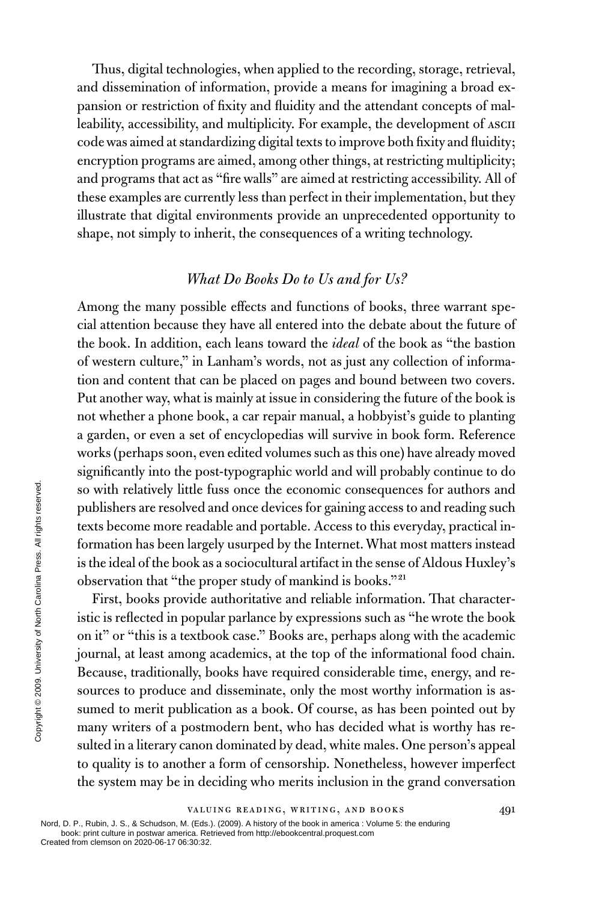Thus, digital technologies, when applied to the recording, storage, retrieval, and dissemination of information, provide a means for imagining a broad expansion or restriction of fixity and fluidity and the attendant concepts of malleability, accessibility, and multiplicity. For example, the development of ASCII code was aimed at standardizing digital texts to improve both fixity and fluidity; encryption programs are aimed, among other things, at restricting multiplicity; and programs that act as "fire walls" are aimed at restricting accessibility. All of these examples are currently less than perfect in their implementation, but they illustrate that digital environments provide an unprecedented opportunity to shape, not simply to inherit, the consequences of a writing technology.

## *What Do Books Do to Us and for Us?*

Among the many possible effects and functions of books, three warrant special attention because they have all entered into the debate about the future of the book. In addition, each leans toward the *ideal* of the book as "the bastion of western culture," in Lanham's words, not as just any collection of information and content that can be placed on pages and bound between two covers. Put another way, what is mainly at issue in considering the future of the book is not whether a phone book, a car repair manual, a hobbyist's guide to planting a garden, or even a set of encyclopedias will survive in book form. Reference works (perhaps soon, even edited volumes such as this one) have already moved significantly into the post-typographic world and will probably continue to do so with relatively little fuss once the economic consequences for authors and publishers are resolved and once devices for gaining access to and reading such texts become more readable and portable. Access to this everyday, practical information has been largely usurped by the Internet. What most matters instead is the ideal of the book as a sociocultural artifact in the sense of Aldous Huxley's observation that "the proper study of mankind is books."[21]

First, books provide authoritative and reliable information. That characteristic is reflected in popular parlance by expressions such as "he wrote the book on it" or "this is a textbook case." Books are, perhaps along with the academic journal, at least among academics, at the top of the informational food chain. Because, traditionally, books have required considerable time, energy, and resources to produce and disseminate, only the most worthy information is assumed to merit publication as a book. Of course, as has been pointed out by many writers of a postmodern bent, who has decided what is worthy has resulted in a literary canon dominated by dead, white males. One person's appeal to quality is to another a form of censorship. Nonetheless, however imperfect the system may be in deciding who merits inclusion in the grand conversation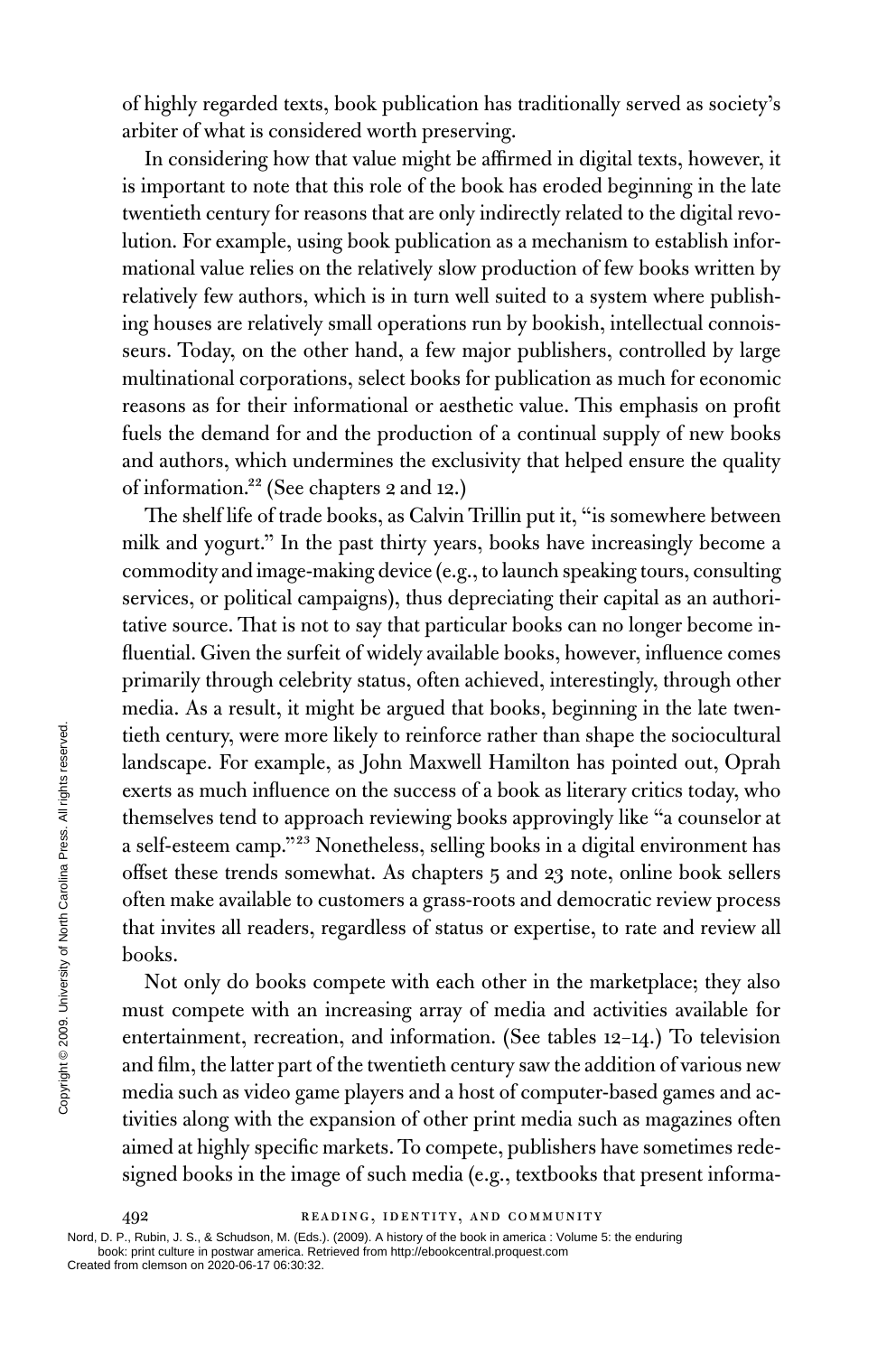of highly regarded texts, book publication has traditionally served as society's arbiter of what is considered worth preserving.

In considering how that value might be affirmed in digital texts, however, it is important to note that this role of the book has eroded beginning in the late twentieth century for reasons that are only indirectly related to the digital revolution. For example, using book publication as a mechanism to establish informational value relies on the relatively slow production of few books written by relatively few authors, which is in turn well suited to a system where publishing houses are relatively small operations run by bookish, intellectual connoisseurs. Today, on the other hand, a few major publishers, controlled by large multinational corporations, select books for publication as much for economic reasons as for their informational or aesthetic value. This emphasis on profit fuels the demand for and the production of a continual supply of new books and authors, which undermines the exclusivity that helped ensure the quality of information.[22] (See chapters 2 and 12.)

The shelf life of trade books, as Calvin Trillin put it, "is somewhere between milk and yogurt." In the past thirty years, books have increasingly become a commodity and image-making device (e.g., to launch speaking tours, consulting services, or political campaigns), thus depreciating their capital as an authoritative source. That is not to say that particular books can no longer become influential. Given the surfeit of widely available books, however, influence comes primarily through celebrity status, often achieved, interestingly, through other media. As a result, it might be argued that books, beginning in the late twentieth century, were more likely to reinforce rather than shape the sociocultural landscape. For example, as John Maxwell Hamilton has pointed out, Oprah exerts as much influence on the success of a book as literary critics today, who themselves tend to approach reviewing books approvingly like "a counselor at a self-esteem camp."[23] Nonetheless, selling books in a digital environment has offset these trends somewhat. As chapters 5 and 23 note, online book sellers often make available to customers a grass-roots and democratic review process that invites all readers, regardless of status or expertise, to rate and review all books.

Not only do books compete with each other in the marketplace; they also must compete with an increasing array of media and activities available for entertainment, recreation, and information. (See tables 12–14.) To television and film, the latter part of the twentieth century saw the addition of various new media such as video game players and a host of computer-based games and activities along with the expansion of other print media such as magazines often aimed at highly specific markets. To compete, publishers have sometimes redesigned books in the image of such media (e.g., textbooks that present informa-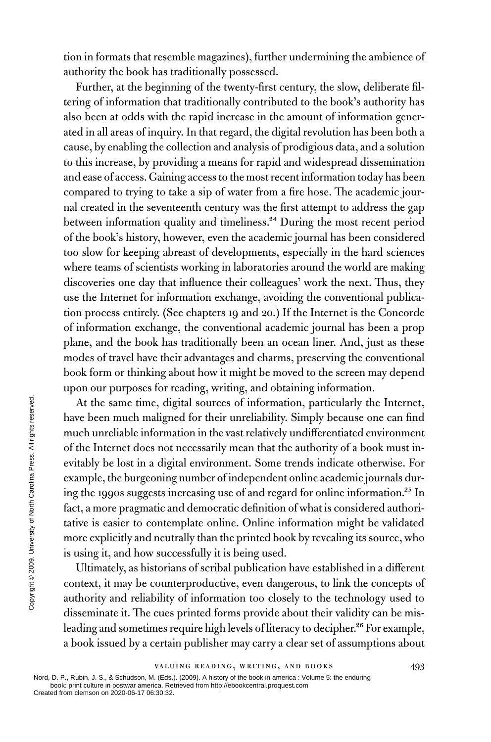tion in formats that resemble magazines), further undermining the ambience of authority the book has traditionally possessed.

Further, at the beginning of the twenty-first century, the slow, deliberate filtering of information that traditionally contributed to the book's authority has also been at odds with the rapid increase in the amount of information generated in all areas of inquiry. In that regard, the digital revolution has been both a cause, by enabling the collection and analysis of prodigious data, and a solution to this increase, by providing a means for rapid and widespread dissemination and ease of access. Gaining access to the most recent information today has been compared to trying to take a sip of water from a fire hose. The academic journal created in the seventeenth century was the first attempt to address the gap between information quality and timeliness.[24] During the most recent period of the book's history, however, even the academic journal has been considered too slow for keeping abreast of developments, especially in the hard sciences where teams of scientists working in laboratories around the world are making discoveries one day that influence their colleagues' work the next. Thus, they use the Internet for information exchange, avoiding the conventional publication process entirely. (See chapters 19 and 20.) If the Internet is the Concorde of information exchange, the conventional academic journal has been a prop plane, and the book has traditionally been an ocean liner. And, just as these modes of travel have their advantages and charms, preserving the conventional book form or thinking about how it might be moved to the screen may depend upon our purposes for reading, writing, and obtaining information.

At the same time, digital sources of information, particularly the Internet, have been much maligned for their unreliability. Simply because one can find much unreliable information in the vast relatively undifferentiated environment of the Internet does not necessarily mean that the authority of a book must inevitably be lost in a digital environment. Some trends indicate otherwise. For example, the burgeoning number of independent online academic journals during the 1990s suggests increasing use of and regard for online information.[25] In fact, a more pragmatic and democratic definition of what is considered authoritative is easier to contemplate online. Online information might be validated more explicitly and neutrally than the printed book by revealing its source, who is using it, and how successfully it is being used.

Ultimately, as historians of scribal publication have established in a different context, it may be counterproductive, even dangerous, to link the concepts of authority and reliability of information too closely to the technology used to disseminate it. The cues printed forms provide about their validity can be misleading and sometimes require high levels of literacy to decipher.[26] For example, a book issued by a certain publisher may carry a clear set of assumptions about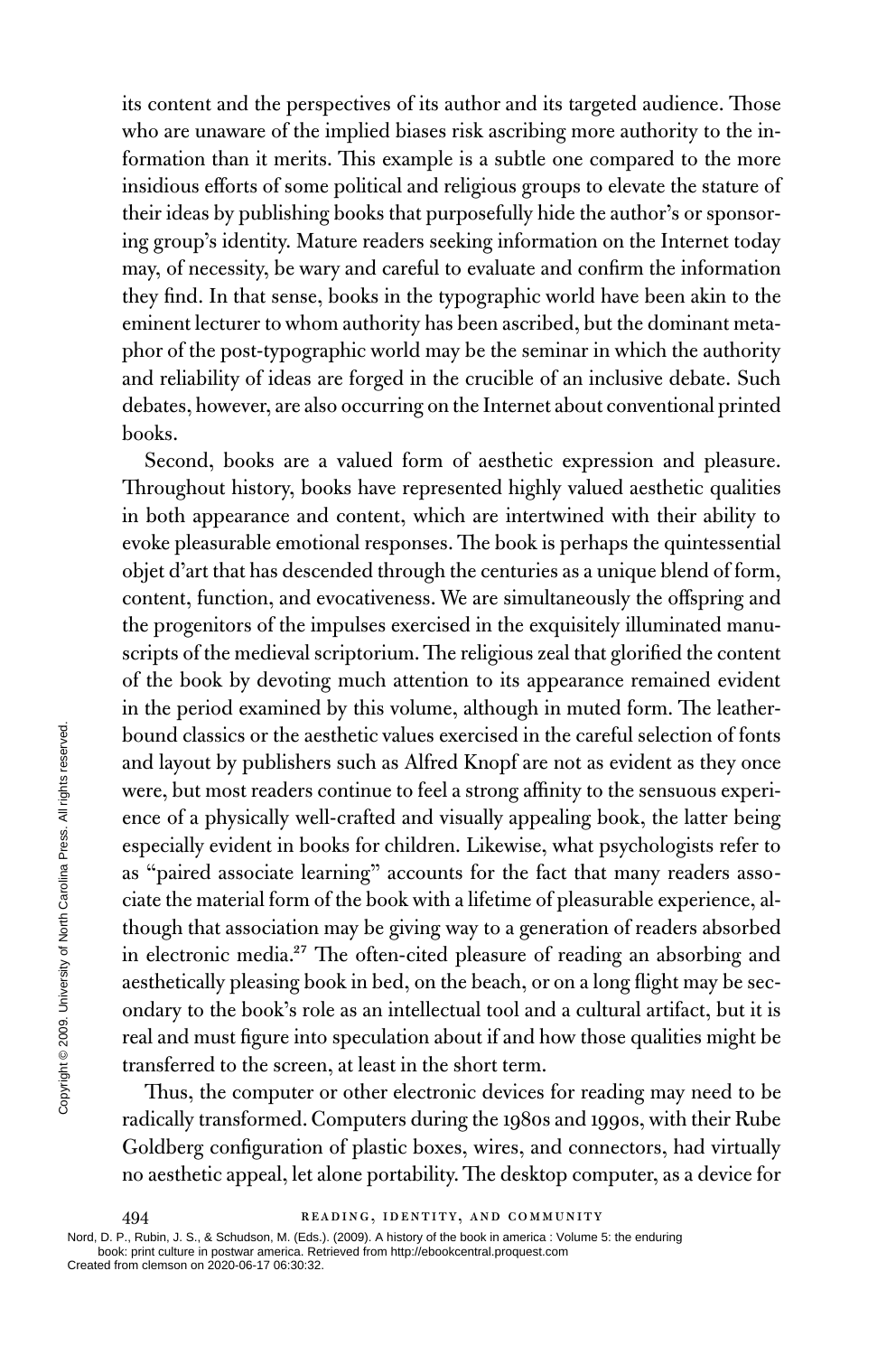its content and the perspectives of its author and its targeted audience. Those who are unaware of the implied biases risk ascribing more authority to the information than it merits. This example is a subtle one compared to the more insidious efforts of some political and religious groups to elevate the stature of their ideas by publishing books that purposefully hide the author's or sponsoring group's identity. Mature readers seeking information on the Internet today may, of necessity, be wary and careful to evaluate and confirm the information they find. In that sense, books in the typographic world have been akin to the eminent lecturer to whom authority has been ascribed, but the dominant metaphor of the post-typographic world may be the seminar in which the authority and reliability of ideas are forged in the crucible of an inclusive debate. Such debates, however, are also occurring on the Internet about conventional printed books.

Second, books are a valued form of aesthetic expression and pleasure. Throughout history, books have represented highly valued aesthetic qualities in both appearance and content, which are intertwined with their ability to evoke pleasurable emotional responses. The book is perhaps the quintessential objet d'art that has descended through the centuries as a unique blend of form, content, function, and evocativeness. We are simultaneously the offspring and the progenitors of the impulses exercised in the exquisitely illuminated manuscripts of the medieval scriptorium. The religious zeal that glorified the content of the book by devoting much attention to its appearance remained evident in the period examined by this volume, although in muted form. The leather-bound classics or the aesthetic values exercised in the careful selection of fonts and layout by publishers such as Alfred Knopf are not as evident as they once were, but most readers continue to feel a strong affinity to the sensuous experience of a physically well-crafted and visually appealing book, the latter being especially evident in books for children. Likewise, what psychologists refer to as "paired associate learning" accounts for the fact that many readers associate the material form of the book with a lifetime of pleasurable experience, although that association may be giving way to a generation of readers absorbed in electronic media.[27] The often-cited pleasure of reading an absorbing and aesthetically pleasing book in bed, on the beach, or on a long flight may be secondary to the book's role as an intellectual tool and a cultural artifact, but it is real and must figure into speculation about if and how those qualities might be transferred to the screen, at least in the short term.

Thus, the computer or other electronic devices for reading may need to be radically transformed. Computers during the 1980s and 1990s, with their Rube Goldberg configuration of plastic boxes, wires, and connectors, had virtually no aesthetic appeal, let alone portability. The desktop computer, as a device for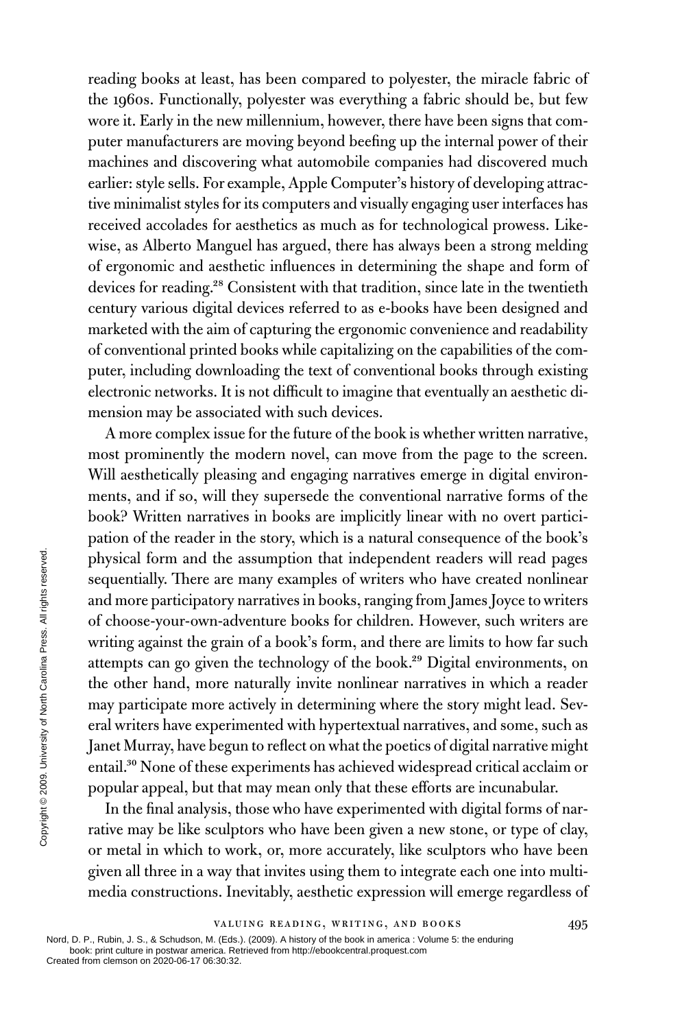reading books at least, has been compared to polyester, the miracle fabric of the 1960s. Functionally, polyester was everything a fabric should be, but few wore it. Early in the new millennium, however, there have been signs that computer manufacturers are moving beyond beefing up the internal power of their machines and discovering what automobile companies had discovered much earlier: style sells. For example, Apple Computer's history of developing attractive minimalist styles for its computers and visually engaging user interfaces has received accolades for aesthetics as much as for technological prowess. Likewise, as Alberto Manguel has argued, there has always been a strong melding of ergonomic and aesthetic influences in determining the shape and form of devices for reading.[28] Consistent with that tradition, since late in the twentieth century various digital devices referred to as e-books have been designed and marketed with the aim of capturing the ergonomic convenience and readability of conventional printed books while capitalizing on the capabilities of the computer, including downloading the text of conventional books through existing electronic networks. It is not difficult to imagine that eventually an aesthetic dimension may be associated with such devices.

A more complex issue for the future of the book is whether written narrative, most prominently the modern novel, can move from the page to the screen. Will aesthetically pleasing and engaging narratives emerge in digital environments, and if so, will they supersede the conventional narrative forms of the book? Written narratives in books are implicitly linear with no overt participation of the reader in the story, which is a natural consequence of the book's physical form and the assumption that independent readers will read pages sequentially. There are many examples of writers who have created nonlinear and more participatory narratives in books, ranging from James Joyce to writers of choose-your-own-adventure books for children. However, such writers are writing against the grain of a book's form, and there are limits to how far such attempts can go given the technology of the book.[29] Digital environments, on the other hand, more naturally invite nonlinear narratives in which a reader may participate more actively in determining where the story might lead. Several writers have experimented with hypertextual narratives, and some, such as Janet Murray, have begun to reflect on what the poetics of digital narrative might entail.[30] None of these experiments has achieved widespread critical acclaim or popular appeal, but that may mean only that these efforts are incunabular.

In the final analysis, those who have experimented with digital forms of narrative may be like sculptors who have been given a new stone, or type of clay, or metal in which to work, or, more accurately, like sculptors who have been given all three in a way that invites using them to integrate each one into multimedia constructions. Inevitably, aesthetic expression will emerge regardless of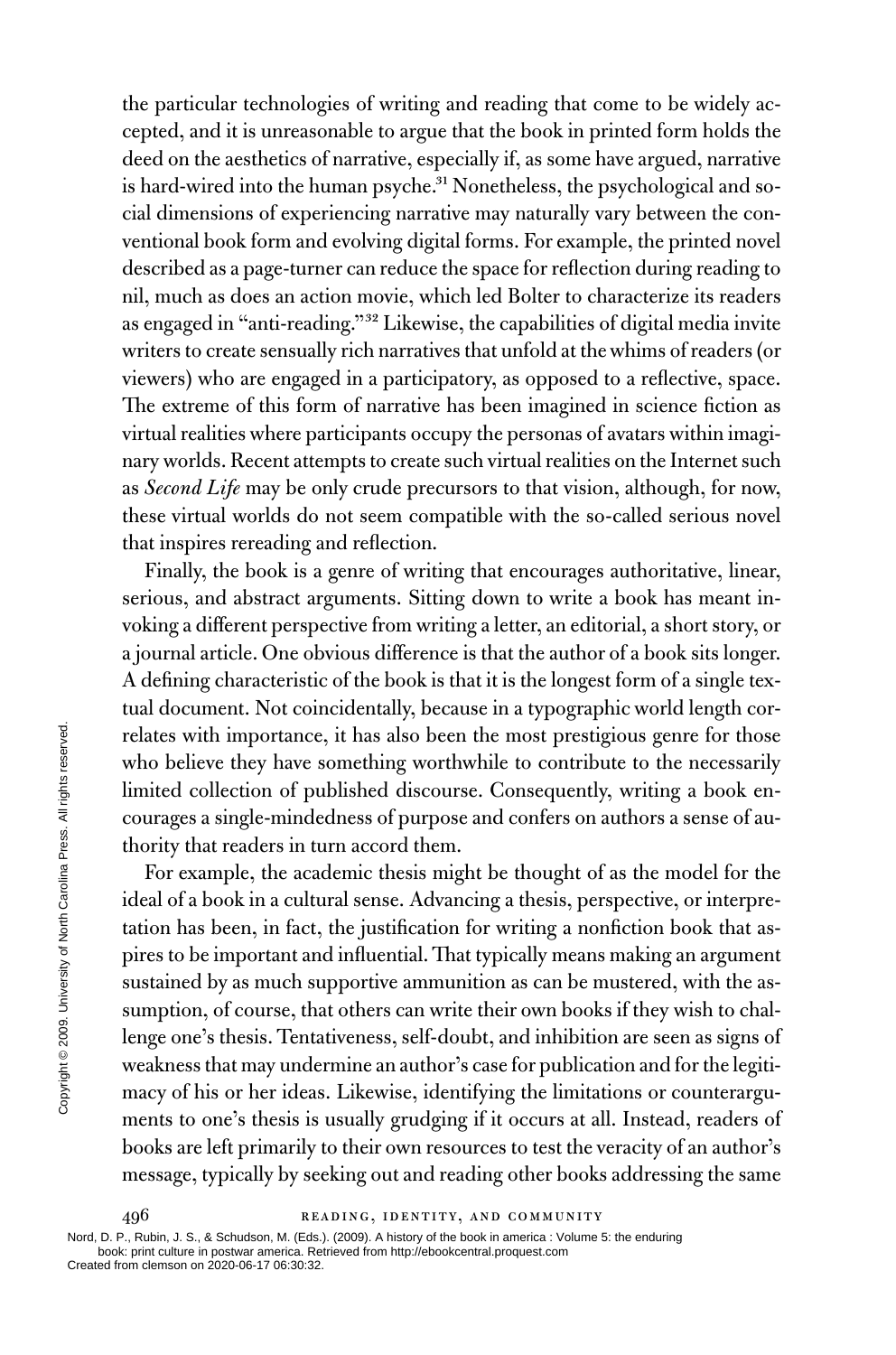the particular technologies of writing and reading that come to be widely accepted, and it is unreasonable to argue that the book in printed form holds the deed on the aesthetics of narrative, especially if, as some have argued, narrative is hard-wired into the human psyche.[31] Nonetheless, the psychological and social dimensions of experiencing narrative may naturally vary between the conventional book form and evolving digital forms. For example, the printed novel described as a page-turner can reduce the space for reflection during reading to nil, much as does an action movie, which led Bolter to characterize its readers as engaged in "anti-reading."[32] Likewise, the capabilities of digital media invite writers to create sensually rich narratives that unfold at the whims of readers (or viewers) who are engaged in a participatory, as opposed to a reflective, space. The extreme of this form of narrative has been imagined in science fiction as virtual realities where participants occupy the personas of avatars within imaginary worlds. Recent attempts to create such virtual realities on the Internet such as *Second Life* may be only crude precursors to that vision, although, for now, these virtual worlds do not seem compatible with the so-called serious novel that inspires rereading and reflection.

Finally, the book is a genre of writing that encourages authoritative, linear, serious, and abstract arguments. Sitting down to write a book has meant invoking a different perspective from writing a letter, an editorial, a short story, or a journal article. One obvious difference is that the author of a book sits longer. A defining characteristic of the book is that it is the longest form of a single textual document. Not coincidentally, because in a typographic world length correlates with importance, it has also been the most prestigious genre for those who believe they have something worthwhile to contribute to the necessarily limited collection of published discourse. Consequently, writing a book encourages a single-mindedness of purpose and confers on authors a sense of authority that readers in turn accord them.

For example, the academic thesis might be thought of as the model for the ideal of a book in a cultural sense. Advancing a thesis, perspective, or interpretation has been, in fact, the justification for writing a nonfiction book that aspires to be important and influential. That typically means making an argument sustained by as much supportive ammunition as can be mustered, with the assumption, of course, that others can write their own books if they wish to challenge one's thesis. Tentativeness, self-doubt, and inhibition are seen as signs of weakness that may undermine an author's case for publication and for the legitimacy of his or her ideas. Likewise, identifying the limitations or counterarguments to one's thesis is usually grudging if it occurs at all. Instead, readers of books are left primarily to their own resources to test the veracity of an author's message, typically by seeking out and reading other books addressing the same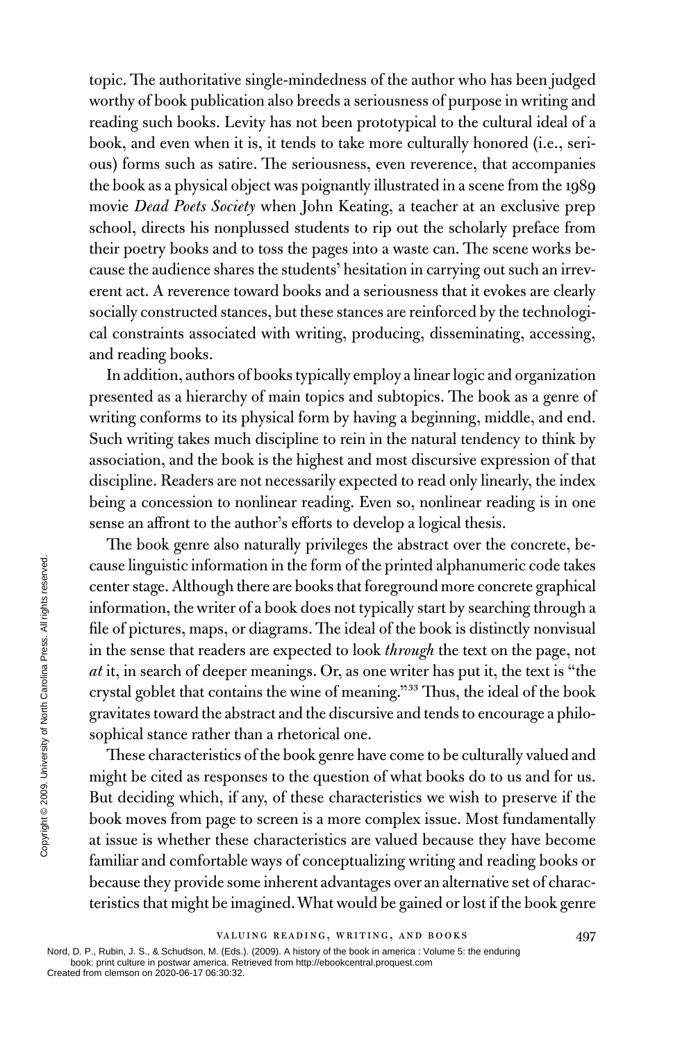topic. The authoritative single-mindedness of the author who has been judged worthy of book publication also breeds a seriousness of purpose in writing and reading such books. Levity has not been prototypical to the cultural ideal of a book, and even when it is, it tends to take more culturally honored (i.e., serious) forms such as satire. The seriousness, even reverence, that accompanies the book as a physical object was poignantly illustrated in a scene from the 1989 movie *Dead Poets Society* when John Keating, a teacher at an exclusive prep school, directs his nonplussed students to rip out the scholarly preface from their poetry books and to toss the pages into a waste can. The scene works because the audience shares the students' hesitation in carrying out such an irreverent act. A reverence toward books and a seriousness that it evokes are clearly socially constructed stances, but these stances are reinforced by the technological constraints associated with writing, producing, disseminating, accessing, and reading books.

In addition, authors of books typically employ a linear logic and organization presented as a hierarchy of main topics and subtopics. The book as a genre of writing conforms to its physical form by having a beginning, middle, and end. Such writing takes much discipline to rein in the natural tendency to think by association, and the book is the highest and most discursive expression of that discipline. Readers are not necessarily expected to read only linearly, the index being a concession to nonlinear reading. Even so, nonlinear reading is in one sense an affront to the author's efforts to develop a logical thesis.

The book genre also naturally privileges the abstract over the concrete, because linguistic information in the form of the printed alphanumeric code takes center stage. Although there are books that foreground more concrete graphical information, the writer of a book does not typically start by searching through a file of pictures, maps, or diagrams. The ideal of the book is distinctly nonvisual in the sense that readers are expected to look *through* the text on the page, not *at* it, in search of deeper meanings. Or, as one writer has put it, the text is "the crystal goblet that contains the wine of meaning."[33] Thus, the ideal of the book gravitates toward the abstract and the discursive and tends to encourage a philosophical stance rather than a rhetorical one.

These characteristics of the book genre have come to be culturally valued and might be cited as responses to the question of what books do to us and for us. But deciding which, if any, of these characteristics we wish to preserve if the book moves from page to screen is a more complex issue. Most fundamentally at issue is whether these characteristics are valued because they have become familiar and comfortable ways of conceptualizing writing and reading books or because they provide some inherent advantages over an alternative set of characteristics that might be imagined. What would be gained or lost if the book genre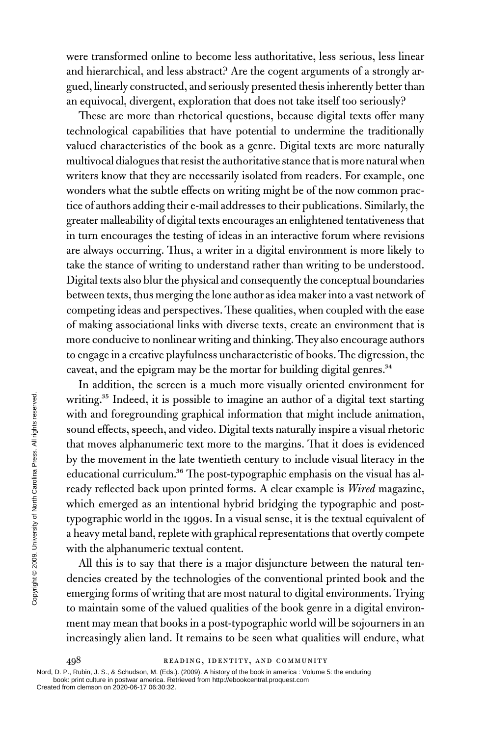were transformed online to become less authoritative, less serious, less linear and hierarchical, and less abstract? Are the cogent arguments of a strongly argued, linearly constructed, and seriously presented thesis inherently better than an equivocal, divergent, exploration that does not take itself too seriously?

These are more than rhetorical questions, because digital texts offer many technological capabilities that have potential to undermine the traditionally valued characteristics of the book as a genre. Digital texts are more naturally multivocal dialogues that resist the authoritative stance that is more natural when writers know that they are necessarily isolated from readers. For example, one wonders what the subtle effects on writing might be of the now common practice of authors adding their e-mail addresses to their publications. Similarly, the greater malleability of digital texts encourages an enlightened tentativeness that in turn encourages the testing of ideas in an interactive forum where revisions are always occurring. Thus, a writer in a digital environment is more likely to take the stance of writing to understand rather than writing to be understood. Digital texts also blur the physical and consequently the conceptual boundaries between texts, thus merging the lone author as idea maker into a vast network of competing ideas and perspectives. These qualities, when coupled with the ease of making associational links with diverse texts, create an environment that is more conducive to nonlinear writing and thinking. They also encourage authors to engage in a creative playfulness uncharacteristic of books. The digression, the caveat, and the epigram may be the mortar for building digital genres.[34]

In addition, the screen is a much more visually oriented environment for writing.[35] Indeed, it is possible to imagine an author of a digital text starting with and foregrounding graphical information that might include animation, sound effects, speech, and video. Digital texts naturally inspire a visual rhetoric that moves alphanumeric text more to the margins. That it does is evidenced by the movement in the late twentieth century to include visual literacy in the educational curriculum.[36] The post-typographic emphasis on the visual has already reflected back upon printed forms. A clear example is *Wired* magazine, which emerged as an intentional hybrid bridging the typographic and post-typographic world in the 1990s. In a visual sense, it is the textual equivalent of a heavy metal band, replete with graphical representations that overtly compete with the alphanumeric textual content.

All this is to say that there is a major disjuncture between the natural tendencies created by the technologies of the conventional printed book and the emerging forms of writing that are most natural to digital environments. Trying to maintain some of the valued qualities of the book genre in a digital environment may mean that books in a post-typographic world will be sojourners in an increasingly alien land. It remains to be seen what qualities will endure, what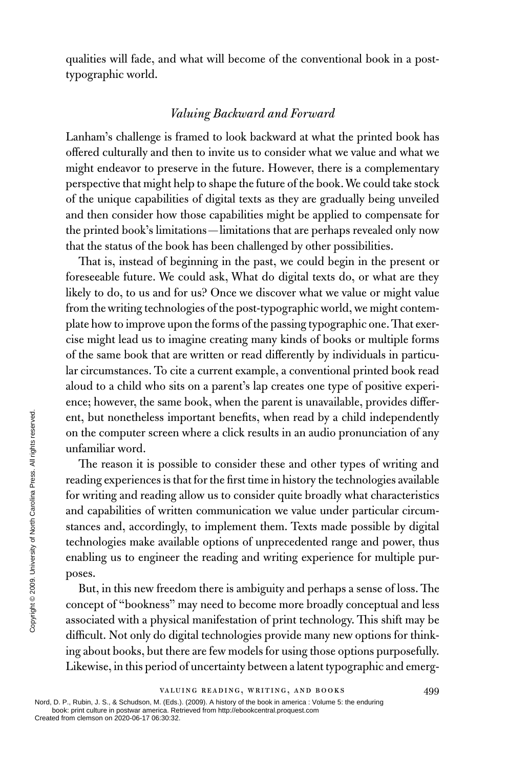qualities will fade, and what will become of the conventional book in a post-typographic world.

## *Valuing Backward and Forward*

Lanham's challenge is framed to look backward at what the printed book has offered culturally and then to invite us to consider what we value and what we might endeavor to preserve in the future. However, there is a complementary perspective that might help to shape the future of the book. We could take stock of the unique capabilities of digital texts as they are gradually being unveiled and then consider how those capabilities might be applied to compensate for the printed book's limitations—limitations that are perhaps revealed only now that the status of the book has been challenged by other possibilities.

That is, instead of beginning in the past, we could begin in the present or foreseeable future. We could ask, What do digital texts do, or what are they likely to do, to us and for us? Once we discover what we value or might value from the writing technologies of the post-typographic world, we might contemplate how to improve upon the forms of the passing typographic one. That exercise might lead us to imagine creating many kinds of books or multiple forms of the same book that are written or read differently by individuals in particular circumstances. To cite a current example, a conventional printed book read aloud to a child who sits on a parent's lap creates one type of positive experience; however, the same book, when the parent is unavailable, provides different, but nonetheless important benefits, when read by a child independently on the computer screen where a click results in an audio pronunciation of any unfamiliar word.

The reason it is possible to consider these and other types of writing and reading experiences is that for the first time in history the technologies available for writing and reading allow us to consider quite broadly what characteristics and capabilities of written communication we value under particular circumstances and, accordingly, to implement them. Texts made possible by digital technologies make available options of unprecedented range and power, thus enabling us to engineer the reading and writing experience for multiple purposes.

But, in this new freedom there is ambiguity and perhaps a sense of loss. The concept of "bookness" may need to become more broadly conceptual and less associated with a physical manifestation of print technology. This shift may be difficult. Not only do digital technologies provide many new options for thinking about books, but there are few models for using those options purposefully. Likewise, in this period of uncertainty between a latent typographic and emerg-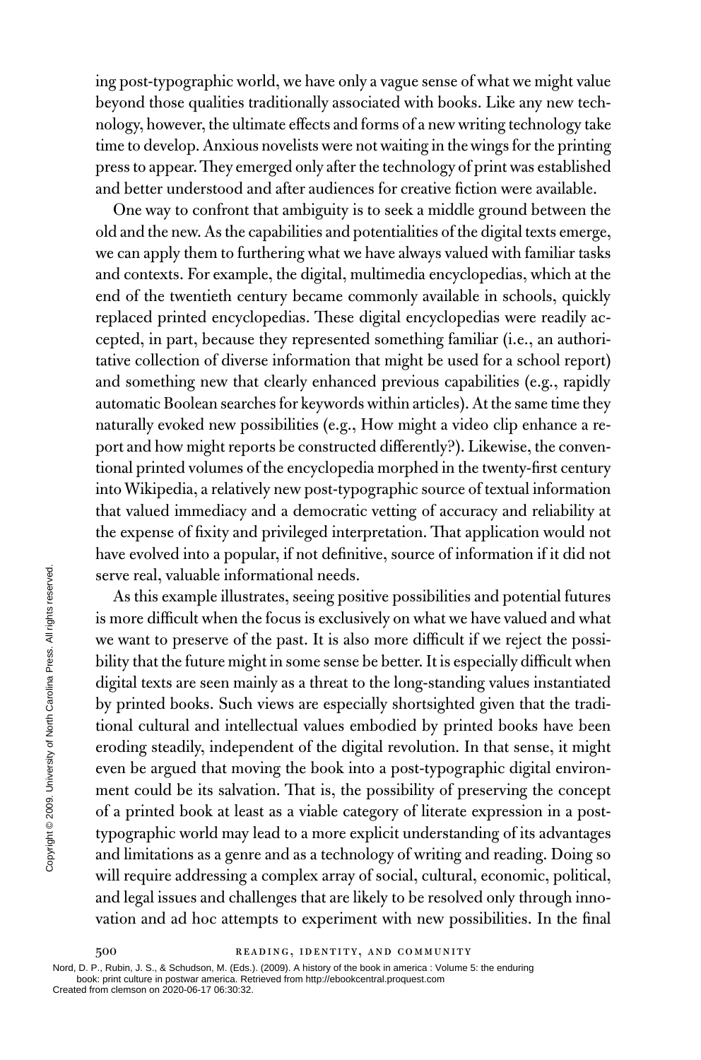ing post-typographic world, we have only a vague sense of what we might value beyond those qualities traditionally associated with books. Like any new technology, however, the ultimate effects and forms of a new writing technology take time to develop. Anxious novelists were not waiting in the wings for the printing press to appear. They emerged only after the technology of print was established and better understood and after audiences for creative fiction were available.

One way to confront that ambiguity is to seek a middle ground between the old and the new. As the capabilities and potentialities of the digital texts emerge, we can apply them to furthering what we have always valued with familiar tasks and contexts. For example, the digital, multimedia encyclopedias, which at the end of the twentieth century became commonly available in schools, quickly replaced printed encyclopedias. These digital encyclopedias were readily accepted, in part, because they represented something familiar (i.e., an authoritative collection of diverse information that might be used for a school report) and something new that clearly enhanced previous capabilities (e.g., rapidly automatic Boolean searches for keywords within articles). At the same time they naturally evoked new possibilities (e.g., How might a video clip enhance a report and how might reports be constructed differently?). Likewise, the conventional printed volumes of the encyclopedia morphed in the twenty-first century into Wikipedia, a relatively new post-typographic source of textual information that valued immediacy and a democratic vetting of accuracy and reliability at the expense of fixity and privileged interpretation. That application would not have evolved into a popular, if not definitive, source of information if it did not serve real, valuable informational needs.

As this example illustrates, seeing positive possibilities and potential futures is more difficult when the focus is exclusively on what we have valued and what we want to preserve of the past. It is also more difficult if we reject the possibility that the future might in some sense be better. It is especially difficult when digital texts are seen mainly as a threat to the long-standing values instantiated by printed books. Such views are especially shortsighted given that the traditional cultural and intellectual values embodied by printed books have been eroding steadily, independent of the digital revolution. In that sense, it might even be argued that moving the book into a post-typographic digital environment could be its salvation. That is, the possibility of preserving the concept of a printed book at least as a viable category of literate expression in a post-typographic world may lead to a more explicit understanding of its advantages and limitations as a genre and as a technology of writing and reading. Doing so will require addressing a complex array of social, cultural, economic, political, and legal issues and challenges that are likely to be resolved only through innovation and ad hoc attempts to experiment with new possibilities. In the final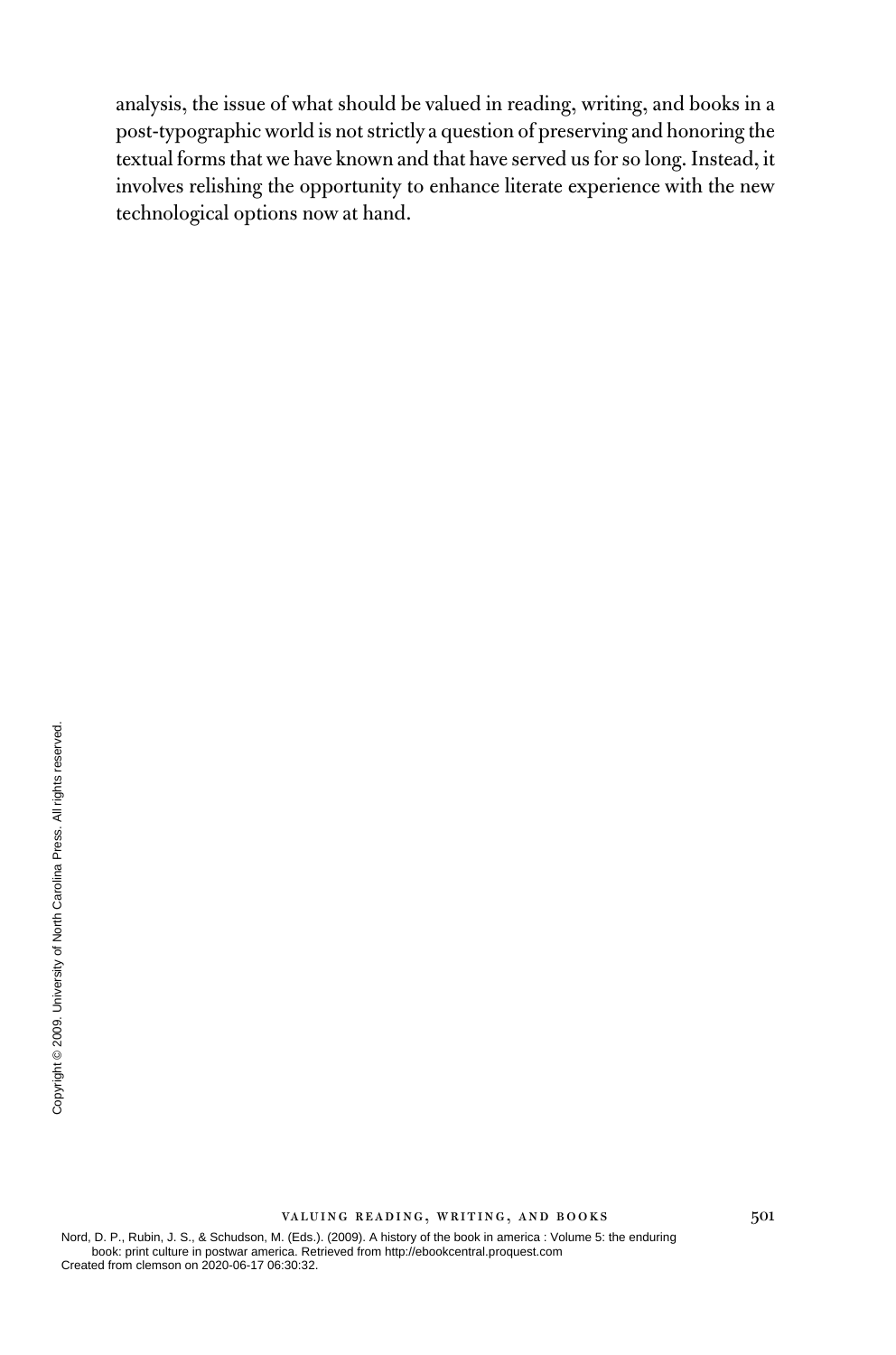analysis, the issue of what should be valued in reading, writing, and books in a post-typographic world is not strictly a question of preserving and honoring the textual forms that we have known and that have served us for so long. Instead, it involves relishing the opportunity to enhance literate experience with the new technological options now at hand.